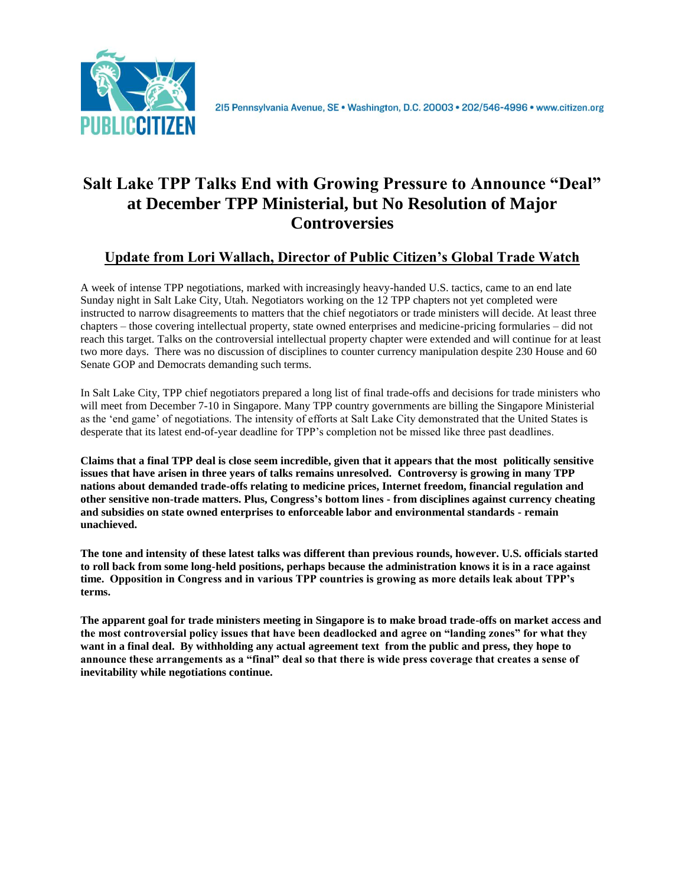PUBLIC CITIZEN

215 Pennsylvania Avenue, SE • Washington, D.C. 20003 • 202/546-4996 • www.citizen.org

# Salt Lake TPP Talks End with Growing Pressure to Announce "Deal" at December TPP Ministerial, but No Resolution of Major Controversies

## Update from Lori Wallach, Director of Public Citizen's Global Trade Watch

A week of intense TPP negotiations, marked with increasingly heavy-handed U.S. tactics, came to an end late Sunday night in Salt Lake City, Utah. Negotiators working on the 12 TPP chapters not yet completed were instructed to narrow disagreements to matters that the chief negotiators or trade ministers will decide. At least three chapters – those covering intellectual property, state owned enterprises and medicine-pricing formularies – did not reach this target. Talks on the controversial intellectual property chapter were extended and will continue for at least two more days. There was no discussion of disciplines to counter currency manipulation despite 230 House and 60 Senate GOP and Democrats demanding such terms.

In Salt Lake City, TPP chief negotiators prepared a long list of final trade-offs and decisions for trade ministers who will meet from December 7-10 in Singapore. Many TPP country governments are billing the Singapore Ministerial as the 'end game' of negotiations. The intensity of efforts at Salt Lake City demonstrated that the United States is desperate that its latest end-of-year deadline for TPP's completion not be missed like three past deadlines.

**Claims that a final TPP deal is close seem incredible, given that it appears that the most politically sensitive issues that have arisen in three years of talks remains unresolved. Controversy is growing in many TPP nations about demanded trade-offs relating to medicine prices, Internet freedom, financial regulation and other sensitive non-trade matters. Plus, Congress's bottom lines - from disciplines against currency cheating and subsidies on state owned enterprises to enforceable labor and environmental standards - remain unachieved.**

**The tone and intensity of these latest talks was different than previous rounds, however. U.S. officials started to roll back from some long-held positions, perhaps because the administration knows it is in a race against time. Opposition in Congress and in various TPP countries is growing as more details leak about TPP's terms.**

**The apparent goal for trade ministers meeting in Singapore is to make broad trade-offs on market access and the most controversial policy issues that have been deadlocked and agree on "landing zones" for what they want in a final deal. By withholding any actual agreement text from the public and press, they hope to announce these arrangements as a "final" deal so that there is wide press coverage that creates a sense of inevitability while negotiations continue.**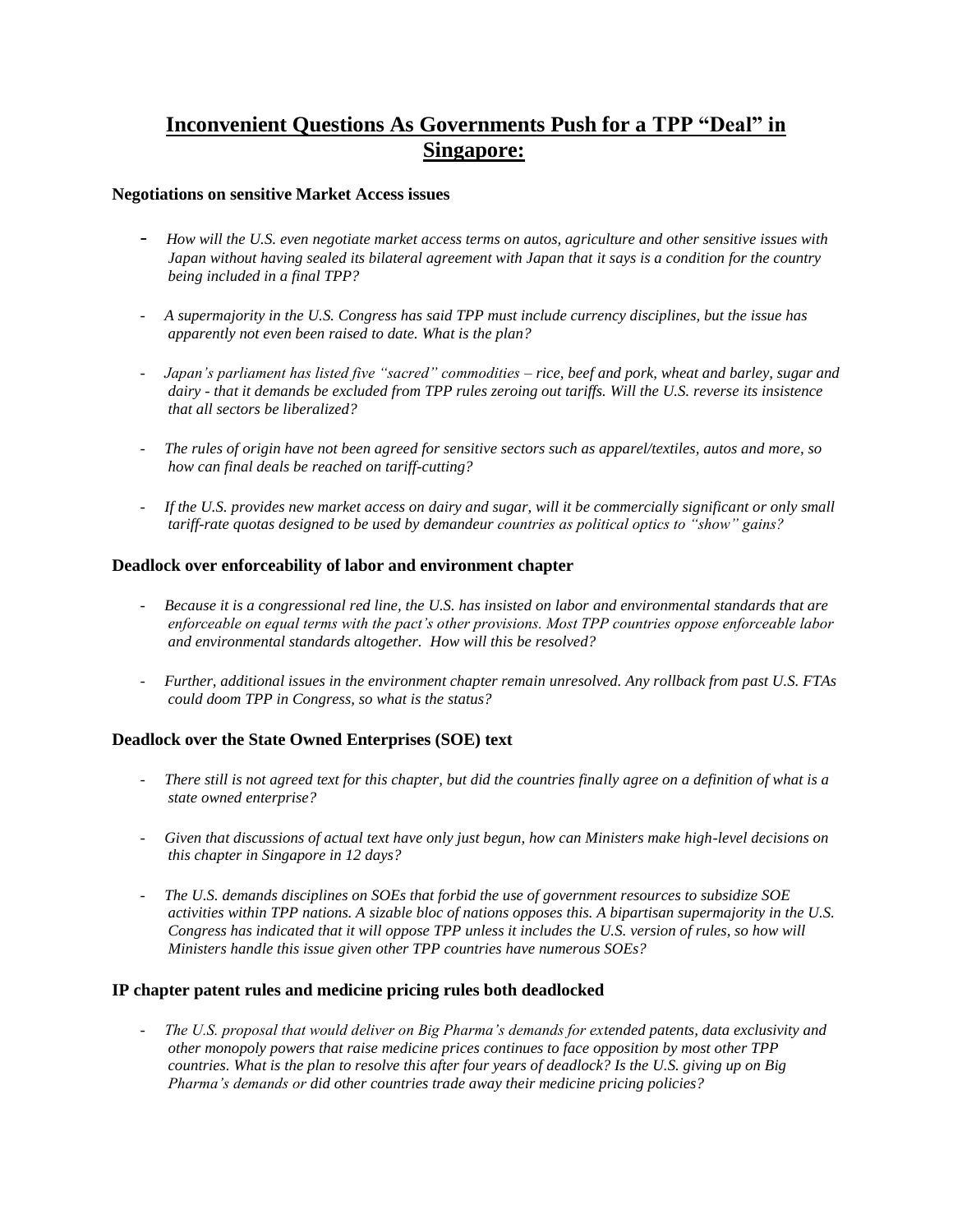# Inconvenient Questions As Governments Push for a TPP "Deal" in Singapore:

**Negotiations on sensitive Market Access issues**

- *How will the U.S. even negotiate market access terms on autos, agriculture and other sensitive issues with Japan without having sealed its bilateral agreement with Japan that it says is a condition for the country being included in a final TPP?*

- *A supermajority in the U.S. Congress has said TPP must include currency disciplines, but the issue has apparently not even been raised to date. What is the plan?*

- *Japan's parliament has listed five "sacred" commodities – rice, beef and pork, wheat and barley, sugar and dairy - that it demands be excluded from TPP rules zeroing out tariffs. Will the U.S. reverse its insistence that all sectors be liberalized?*

- *The rules of origin have not been agreed for sensitive sectors such as apparel/textiles, autos and more, so how can final deals be reached on tariff-cutting?*

- *If the U.S. provides new market access on dairy and sugar, will it be commercially significant or only small tariff-rate quotas designed to be used by demandeur countries as political optics to "show" gains?*

**Deadlock over enforceability of labor and environment chapter**

- *Because it is a congressional red line, the U.S. has insisted on labor and environmental standards that are enforceable on equal terms with the pact's other provisions. Most TPP countries oppose enforceable labor and environmental standards altogether. How will this be resolved?*

- *Further, additional issues in the environment chapter remain unresolved. Any rollback from past U.S. FTAs could doom TPP in Congress, so what is the status?*

**Deadlock over the State Owned Enterprises (SOE) text**

- *There still is not agreed text for this chapter, but did the countries finally agree on a definition of what is a state owned enterprise?*

- *Given that discussions of actual text have only just begun, how can Ministers make high-level decisions on this chapter in Singapore in 12 days?*

- *The U.S. demands disciplines on SOEs that forbid the use of government resources to subsidize SOE activities within TPP nations. A sizable bloc of nations opposes this. A bipartisan supermajority in the U.S. Congress has indicated that it will oppose TPP unless it includes the U.S. version of rules, so how will Ministers handle this issue given other TPP countries have numerous SOEs?*

**IP chapter patent rules and medicine pricing rules both deadlocked**

- *The U.S. proposal that would deliver on Big Pharma's demands for extended patents, data exclusivity and other monopoly powers that raise medicine prices continues to face opposition by most other TPP countries. What is the plan to resolve this after four years of deadlock? Is the U.S. giving up on Big Pharma's demands or did other countries trade away their medicine pricing policies?*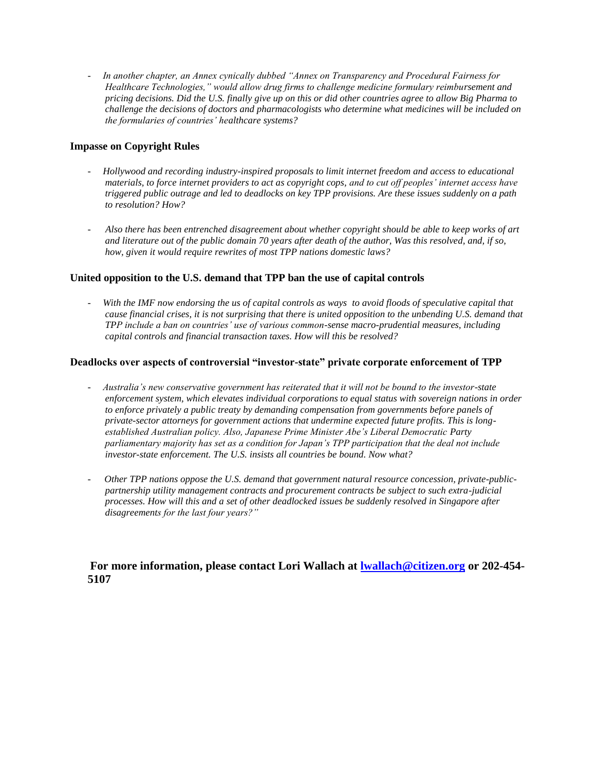- *In another chapter, an Annex cynically dubbed "Annex on Transparency and Procedural Fairness for Healthcare Technologies," would allow drug firms to challenge medicine formulary reimbursement and pricing decisions. Did the U.S. finally give up on this or did other countries agree to allow Big Pharma to challenge the decisions of doctors and pharmacologists who determine what medicines will be included on the formularies of countries' healthcare systems?*

**Impasse on Copyright Rules**

- *Hollywood and recording industry-inspired proposals to limit internet freedom and access to educational materials, to force internet providers to act as copyright cops, and to cut off peoples' internet access have triggered public outrage and led to deadlocks on key TPP provisions. Are these issues suddenly on a path to resolution? How?*

- *Also there has been entrenched disagreement about whether copyright should be able to keep works of art and literature out of the public domain 70 years after death of the author, Was this resolved, and, if so, how, given it would require rewrites of most TPP nations domestic laws?*

**United opposition to the U.S. demand that TPP ban the use of capital controls**

- *With the IMF now endorsing the us of capital controls as ways to avoid floods of speculative capital that cause financial crises, it is not surprising that there is united opposition to the unbending U.S. demand that TPP include a ban on countries' use of various common-sense macro-prudential measures, including capital controls and financial transaction taxes. How will this be resolved?*

**Deadlocks over aspects of controversial "investor-state" private corporate enforcement of TPP**

- *Australia's new conservative government has reiterated that it will not be bound to the investor-state enforcement system, which elevates individual corporations to equal status with sovereign nations in order to enforce privately a public treaty by demanding compensation from governments before panels of private-sector attorneys for government actions that undermine expected future profits. This is long-established Australian policy. Also, Japanese Prime Minister Abe's Liberal Democratic Party parliamentary majority has set as a condition for Japan's TPP participation that the deal not include investor-state enforcement. The U.S. insists all countries be bound. Now what?*

- *Other TPP nations oppose the U.S. demand that government natural resource concession, private-public-partnership utility management contracts and procurement contracts be subject to such extra-judicial processes. How will this and a set of other deadlocked issues be suddenly resolved in Singapore after disagreements for the last four years?"*

**For more information, please contact Lori Wallach at [lwallach@citizen.org](mailto:lwallach@citizen.org) or 202-454-5107**